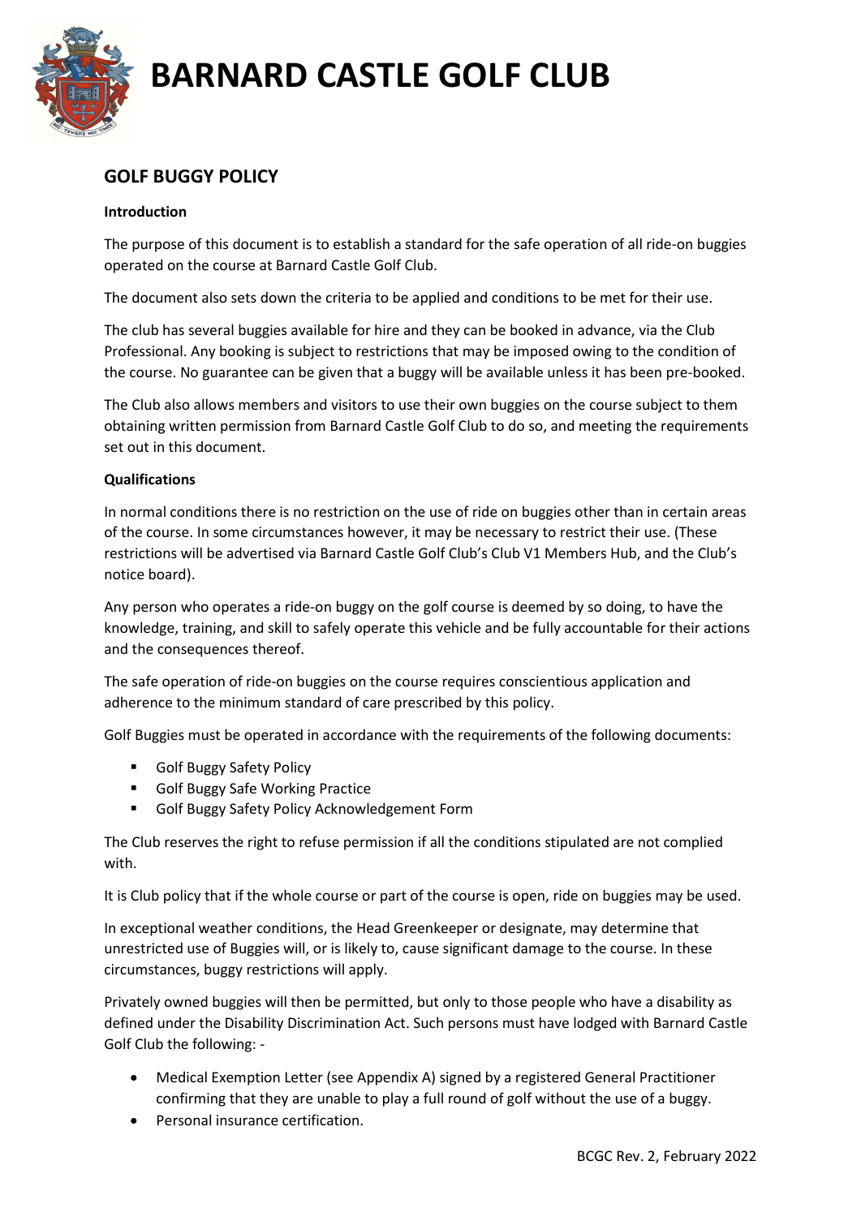# BARNARD CASTLE GOLF CLUB

## GOLF BUGGY POLICY

**Introduction**

The purpose of this document is to establish a standard for the safe operation of all ride-on buggies operated on the course at Barnard Castle Golf Club.

The document also sets down the criteria to be applied and conditions to be met for their use.

The club has several buggies available for hire and they can be booked in advance, via the Club Professional. Any booking is subject to restrictions that may be imposed owing to the condition of the course. No guarantee can be given that a buggy will be available unless it has been pre-booked.

The Club also allows members and visitors to use their own buggies on the course subject to them obtaining written permission from Barnard Castle Golf Club to do so, and meeting the requirements set out in this document.

**Qualifications**

In normal conditions there is no restriction on the use of ride on buggies other than in certain areas of the course. In some circumstances however, it may be necessary to restrict their use. (These restrictions will be advertised via Barnard Castle Golf Club's Club V1 Members Hub, and the Club's notice board).

Any person who operates a ride-on buggy on the golf course is deemed by so doing, to have the knowledge, training, and skill to safely operate this vehicle and be fully accountable for their actions and the consequences thereof.

The safe operation of ride-on buggies on the course requires conscientious application and adherence to the minimum standard of care prescribed by this policy.

Golf Buggies must be operated in accordance with the requirements of the following documents:

- Golf Buggy Safety Policy
- Golf Buggy Safe Working Practice
- Golf Buggy Safety Policy Acknowledgement Form

The Club reserves the right to refuse permission if all the conditions stipulated are not complied with.

It is Club policy that if the whole course or part of the course is open, ride on buggies may be used.

In exceptional weather conditions, the Head Greenkeeper or designate, may determine that unrestricted use of Buggies will, or is likely to, cause significant damage to the course. In these circumstances, buggy restrictions will apply.

Privately owned buggies will then be permitted, but only to those people who have a disability as defined under the Disability Discrimination Act. Such persons must have lodged with Barnard Castle Golf Club the following: -

- Medical Exemption Letter (see Appendix A) signed by a registered General Practitioner confirming that they are unable to play a full round of golf without the use of a buggy.
- Personal insurance certification.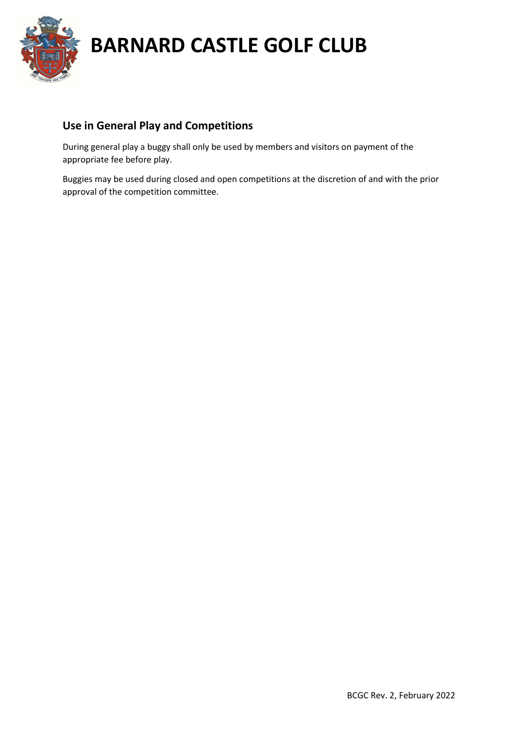## Use in General Play and Competitions

During general play a buggy shall only be used by members and visitors on payment of the appropriate fee before play.

Buggies may be used during closed and open competitions at the discretion of and with the prior approval of the competition committee.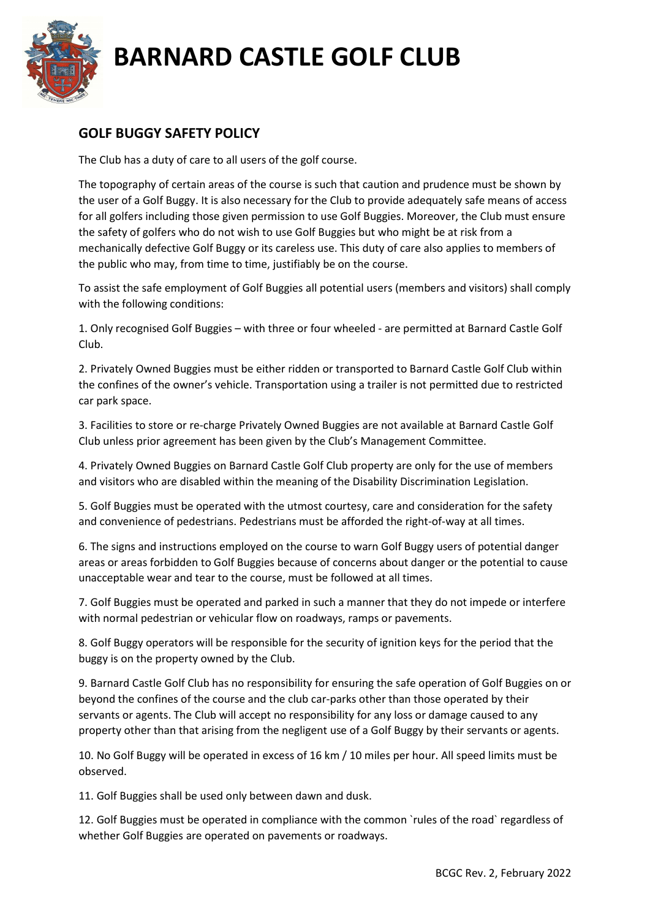# BARNARD CASTLE GOLF CLUB

## GOLF BUGGY SAFETY POLICY

The Club has a duty of care to all users of the golf course.

The topography of certain areas of the course is such that caution and prudence must be shown by the user of a Golf Buggy. It is also necessary for the Club to provide adequately safe means of access for all golfers including those given permission to use Golf Buggies. Moreover, the Club must ensure the safety of golfers who do not wish to use Golf Buggies but who might be at risk from a mechanically defective Golf Buggy or its careless use. This duty of care also applies to members of the public who may, from time to time, justifiably be on the course.

To assist the safe employment of Golf Buggies all potential users (members and visitors) shall comply with the following conditions:

1. Only recognised Golf Buggies – with three or four wheeled - are permitted at Barnard Castle Golf Club.

2. Privately Owned Buggies must be either ridden or transported to Barnard Castle Golf Club within the confines of the owner's vehicle. Transportation using a trailer is not permitted due to restricted car park space.

3. Facilities to store or re-charge Privately Owned Buggies are not available at Barnard Castle Golf Club unless prior agreement has been given by the Club's Management Committee.

4. Privately Owned Buggies on Barnard Castle Golf Club property are only for the use of members and visitors who are disabled within the meaning of the Disability Discrimination Legislation.

5. Golf Buggies must be operated with the utmost courtesy, care and consideration for the safety and convenience of pedestrians. Pedestrians must be afforded the right-of-way at all times.

6. The signs and instructions employed on the course to warn Golf Buggy users of potential danger areas or areas forbidden to Golf Buggies because of concerns about danger or the potential to cause unacceptable wear and tear to the course, must be followed at all times.

7. Golf Buggies must be operated and parked in such a manner that they do not impede or interfere with normal pedestrian or vehicular flow on roadways, ramps or pavements.

8. Golf Buggy operators will be responsible for the security of ignition keys for the period that the buggy is on the property owned by the Club.

9. Barnard Castle Golf Club has no responsibility for ensuring the safe operation of Golf Buggies on or beyond the confines of the course and the club car-parks other than those operated by their servants or agents. The Club will accept no responsibility for any loss or damage caused to any property other than that arising from the negligent use of a Golf Buggy by their servants or agents.

10. No Golf Buggy will be operated in excess of 16 km / 10 miles per hour. All speed limits must be observed.

11. Golf Buggies shall be used only between dawn and dusk.

12. Golf Buggies must be operated in compliance with the common `rules of the road` regardless of whether Golf Buggies are operated on pavements or roadways.

BCGC Rev. 2, February 2022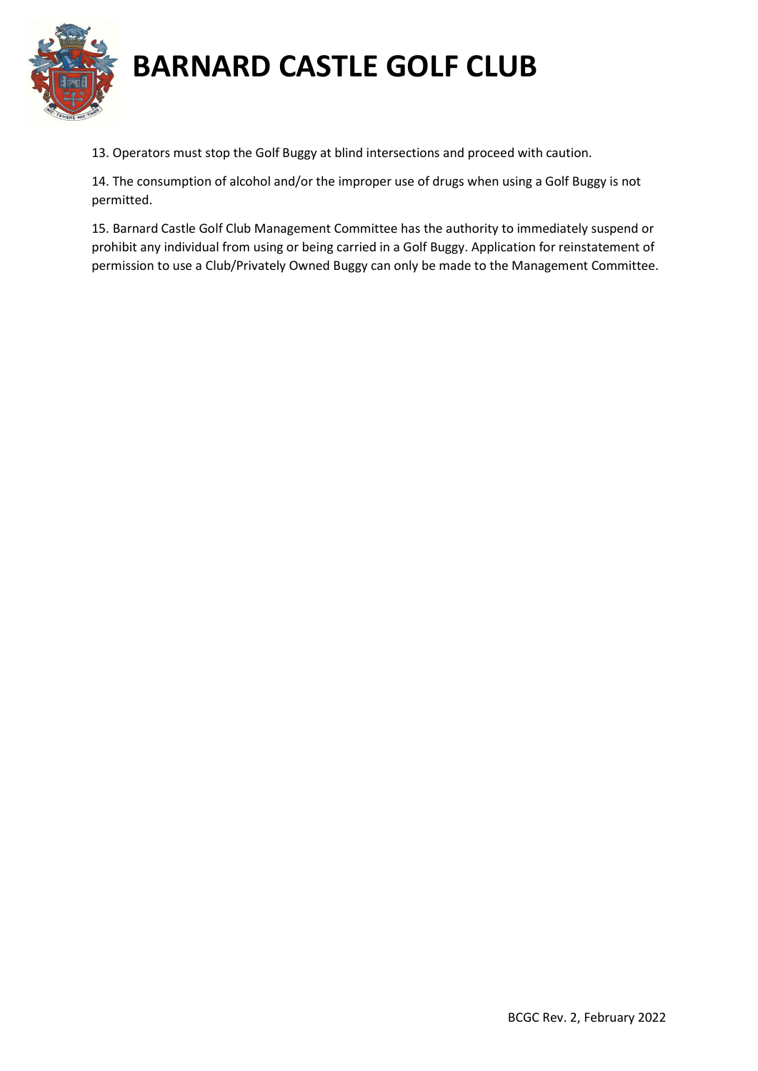13. Operators must stop the Golf Buggy at blind intersections and proceed with caution.

14. The consumption of alcohol and/or the improper use of drugs when using a Golf Buggy is not permitted.

15. Barnard Castle Golf Club Management Committee has the authority to immediately suspend or prohibit any individual from using or being carried in a Golf Buggy. Application for reinstatement of permission to use a Club/Privately Owned Buggy can only be made to the Management Committee.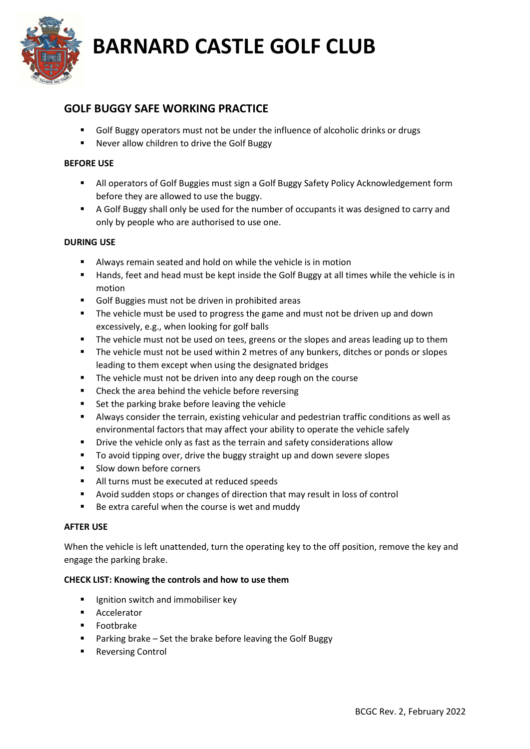# BARNARD CASTLE GOLF CLUB

## GOLF BUGGY SAFE WORKING PRACTICE

- Golf Buggy operators must not be under the influence of alcoholic drinks or drugs
- Never allow children to drive the Golf Buggy

**BEFORE USE**

- All operators of Golf Buggies must sign a Golf Buggy Safety Policy Acknowledgement form before they are allowed to use the buggy.
- A Golf Buggy shall only be used for the number of occupants it was designed to carry and only by people who are authorised to use one.

**DURING USE**

- Always remain seated and hold on while the vehicle is in motion
- Hands, feet and head must be kept inside the Golf Buggy at all times while the vehicle is in motion
- Golf Buggies must not be driven in prohibited areas
- The vehicle must be used to progress the game and must not be driven up and down excessively, e.g., when looking for golf balls
- The vehicle must not be used on tees, greens or the slopes and areas leading up to them
- The vehicle must not be used within 2 metres of any bunkers, ditches or ponds or slopes leading to them except when using the designated bridges
- The vehicle must not be driven into any deep rough on the course
- Check the area behind the vehicle before reversing
- Set the parking brake before leaving the vehicle
- Always consider the terrain, existing vehicular and pedestrian traffic conditions as well as environmental factors that may affect your ability to operate the vehicle safely
- Drive the vehicle only as fast as the terrain and safety considerations allow
- To avoid tipping over, drive the buggy straight up and down severe slopes
- Slow down before corners
- All turns must be executed at reduced speeds
- Avoid sudden stops or changes of direction that may result in loss of control
- Be extra careful when the course is wet and muddy

**AFTER USE**

When the vehicle is left unattended, turn the operating key to the off position, remove the key and engage the parking brake.

**CHECK LIST: Knowing the controls and how to use them**

- Ignition switch and immobiliser key
- Accelerator
- Footbrake
- Parking brake – Set the brake before leaving the Golf Buggy
- Reversing Control

BCGC Rev. 2, February 2022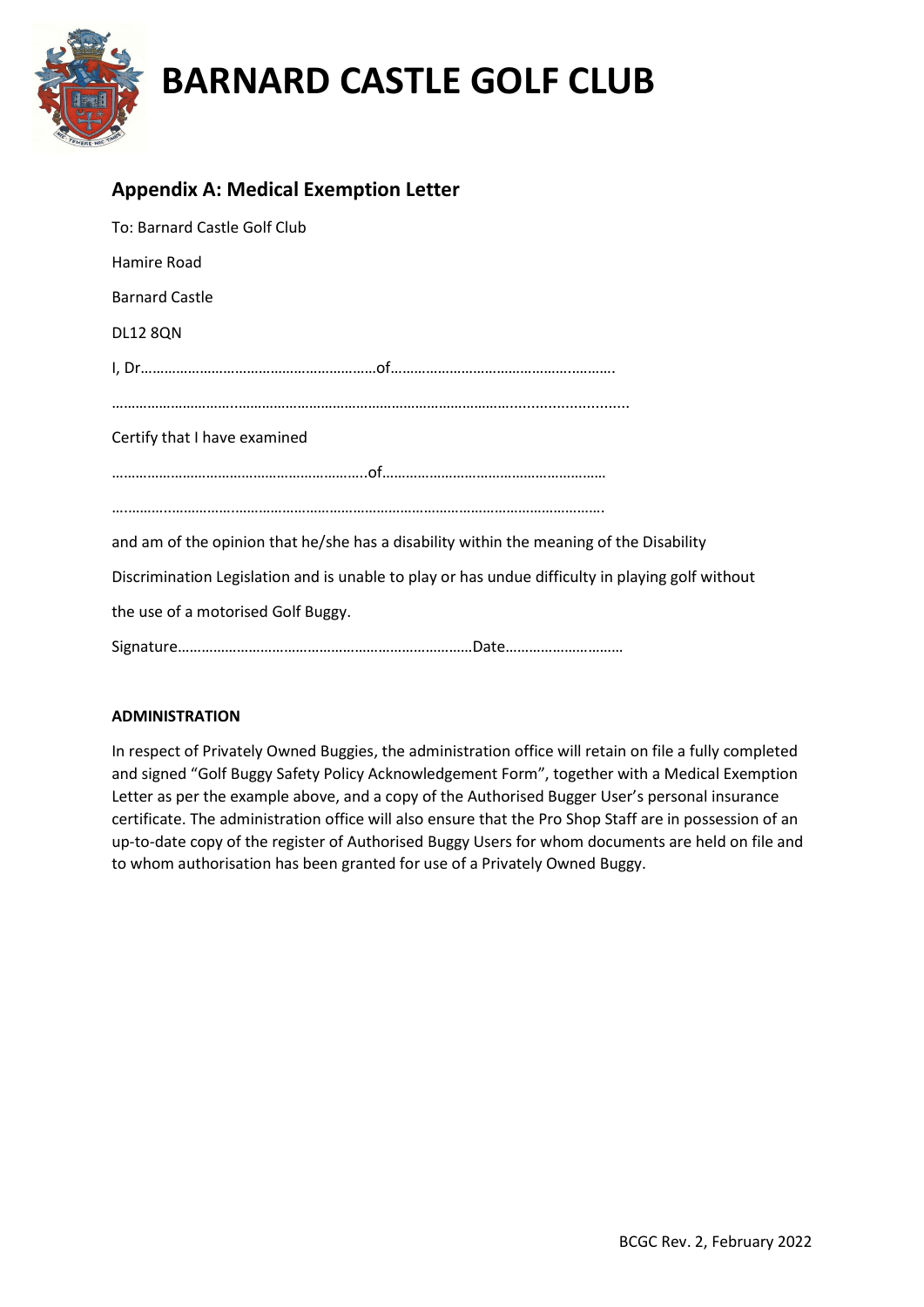# BARNARD CASTLE GOLF CLUB

## Appendix A: Medical Exemption Letter

To: Barnard Castle Golf Club

Hamire Road

Barnard Castle

DL12 8QN

I, Dr…………………………………………………of…………………………………………..……….

………………………….……………………………………………………………...........................

Certify that I have examined

………………………………………………………..of…………………………………………………

….……………………….…………………………………………………………………………………….

and am of the opinion that he/she has a disability within the meaning of the Disability

Discrimination Legislation and is unable to play or has undue difficulty in playing golf without

the use of a motorised Golf Buggy.

Signature…………………………………………………………………Date…………………………

**ADMINISTRATION**

In respect of Privately Owned Buggies, the administration office will retain on file a fully completed and signed "Golf Buggy Safety Policy Acknowledgement Form", together with a Medical Exemption Letter as per the example above, and a copy of the Authorised Bugger User's personal insurance certificate. The administration office will also ensure that the Pro Shop Staff are in possession of an up-to-date copy of the register of Authorised Buggy Users for whom documents are held on file and to whom authorisation has been granted for use of a Privately Owned Buggy.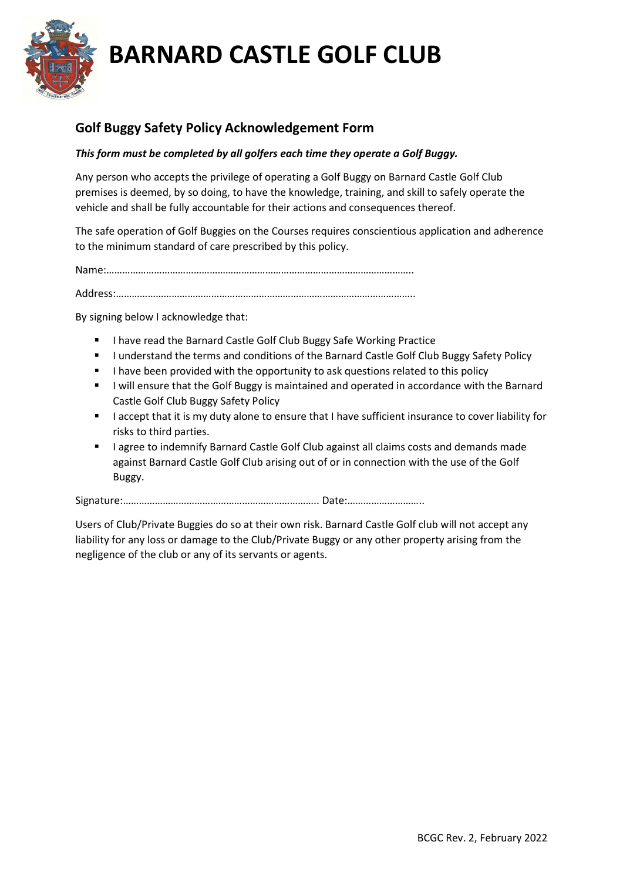# BARNARD CASTLE GOLF CLUB

## Golf Buggy Safety Policy Acknowledgement Form

***This form must be completed by all golfers each time they operate a Golf Buggy.***

Any person who accepts the privilege of operating a Golf Buggy on Barnard Castle Golf Club premises is deemed, by so doing, to have the knowledge, training, and skill to safely operate the vehicle and shall be fully accountable for their actions and consequences thereof.

The safe operation of Golf Buggies on the Courses requires conscientious application and adherence to the minimum standard of care prescribed by this policy.

Name:…………………………………………………………………………………………………….

Address:………………………………………………………………………………………………….

By signing below I acknowledge that:

- I have read the Barnard Castle Golf Club Buggy Safe Working Practice
- I understand the terms and conditions of the Barnard Castle Golf Club Buggy Safety Policy
- I have been provided with the opportunity to ask questions related to this policy
- I will ensure that the Golf Buggy is maintained and operated in accordance with the Barnard Castle Golf Club Buggy Safety Policy
- I accept that it is my duty alone to ensure that I have sufficient insurance to cover liability for risks to third parties.
- I agree to indemnify Barnard Castle Golf Club against all claims costs and demands made against Barnard Castle Golf Club arising out of or in connection with the use of the Golf Buggy.

Signature:……………………………………………………………….. Date:………………………..

Users of Club/Private Buggies do so at their own risk. Barnard Castle Golf club will not accept any liability for any loss or damage to the Club/Private Buggy or any other property arising from the negligence of the club or any of its servants or agents.

BCGC Rev. 2, February 2022